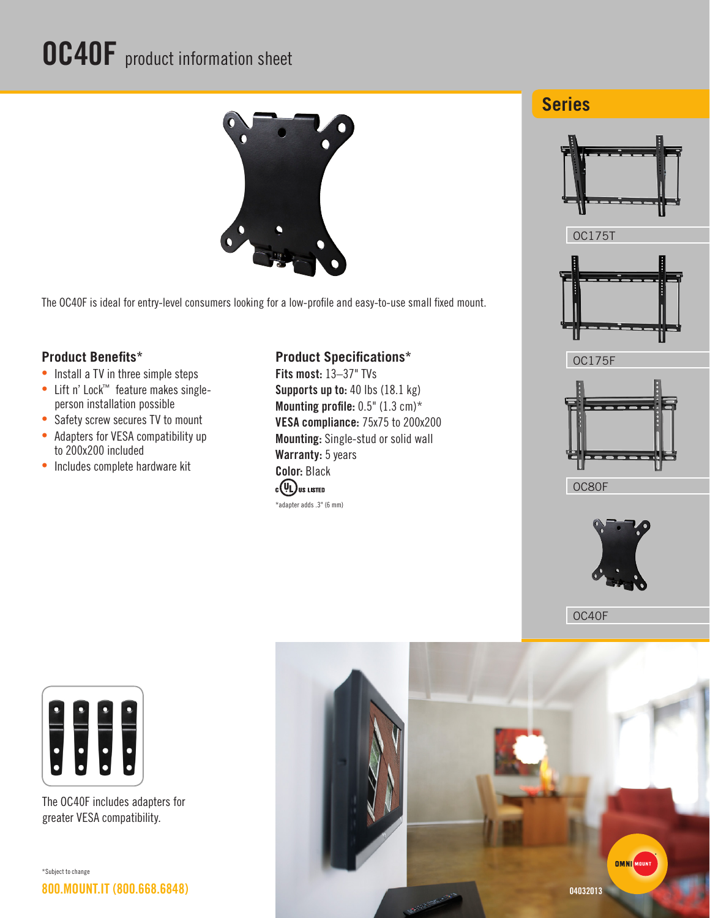# OC40F product information sheet

The OC40F is ideal for entry-level consumers looking for a low-profile and easy-to-use small fixed mount.

## Product Benefits*

- Install a TV in three simple steps
- Lift n' Lock™ feature makes single-person installation possible
- Safety screw secures TV to mount
- Adapters for VESA compatibility up to 200x200 included
- Includes complete hardware kit

## Product Specifications*

**Fits most:** 13–37" TVs
**Supports up to:** 40 lbs (18.1 kg)
**Mounting profile:** 0.5" (1.3 cm)*
**VESA compliance:** 75x75 to 200x200
**Mounting:** Single-stud or solid wall
**Warranty:** 5 years
**Color:** Black

c UL US LISTED

*adapter adds .3" (6 mm)

## Series

OC175T

OC175F

OC80F

OC40F

The OC40F includes adapters for greater VESA compatibility.

*Subject to change

800.MOUNT.IT (800.668.6848)

OMNI MOUNT

04032013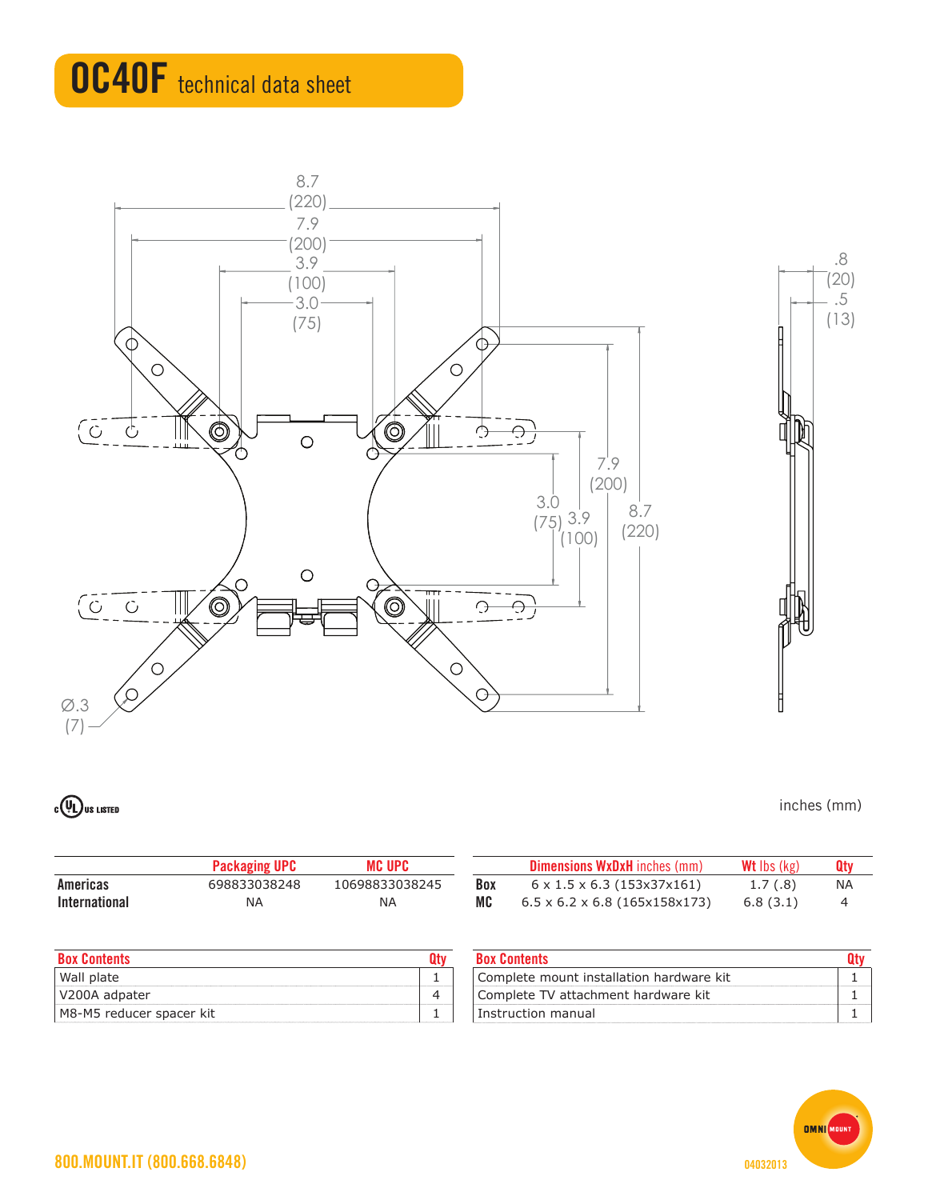# OC40F technical data sheet

8.7
(220)
7.9
(200)
3.9
(100)
3.0
(75)

7.9
(200)
3.0
(75)
3.9
(100)
8.7
(220)

.8
(20)
.5
(13)

Ø.3
(7)

c UL US LISTED

inches (mm)

| | Packaging UPC | MC UPC |
|---|---|---|
| **Americas** | 698833038248 | 10698833038245 |
| **International** | NA | NA |

| | Dimensions WxDxH inches (mm) | Wt lbs (kg) | Qty |
|---|---|---|---|
| **Box** | 6 x 1.5 x 6.3 (153x37x161) | 1.7 (.8) | NA |
| **MC** | 6.5 x 6.2 x 6.8 (165x158x173) | 6.8 (3.1) | 4 |

| Box Contents | Qty |
|---|---|
| Wall plate | 1 |
| V200A adpater | 4 |
| M8-M5 reducer spacer kit | 1 |

| Box Contents | Qty |
|---|---|
| Complete mount installation hardware kit | 1 |
| Complete TV attachment hardware kit | 1 |
| Instruction manual | 1 |

800.MOUNT.IT (800.668.6848)

04032013

OMNI MOUNT